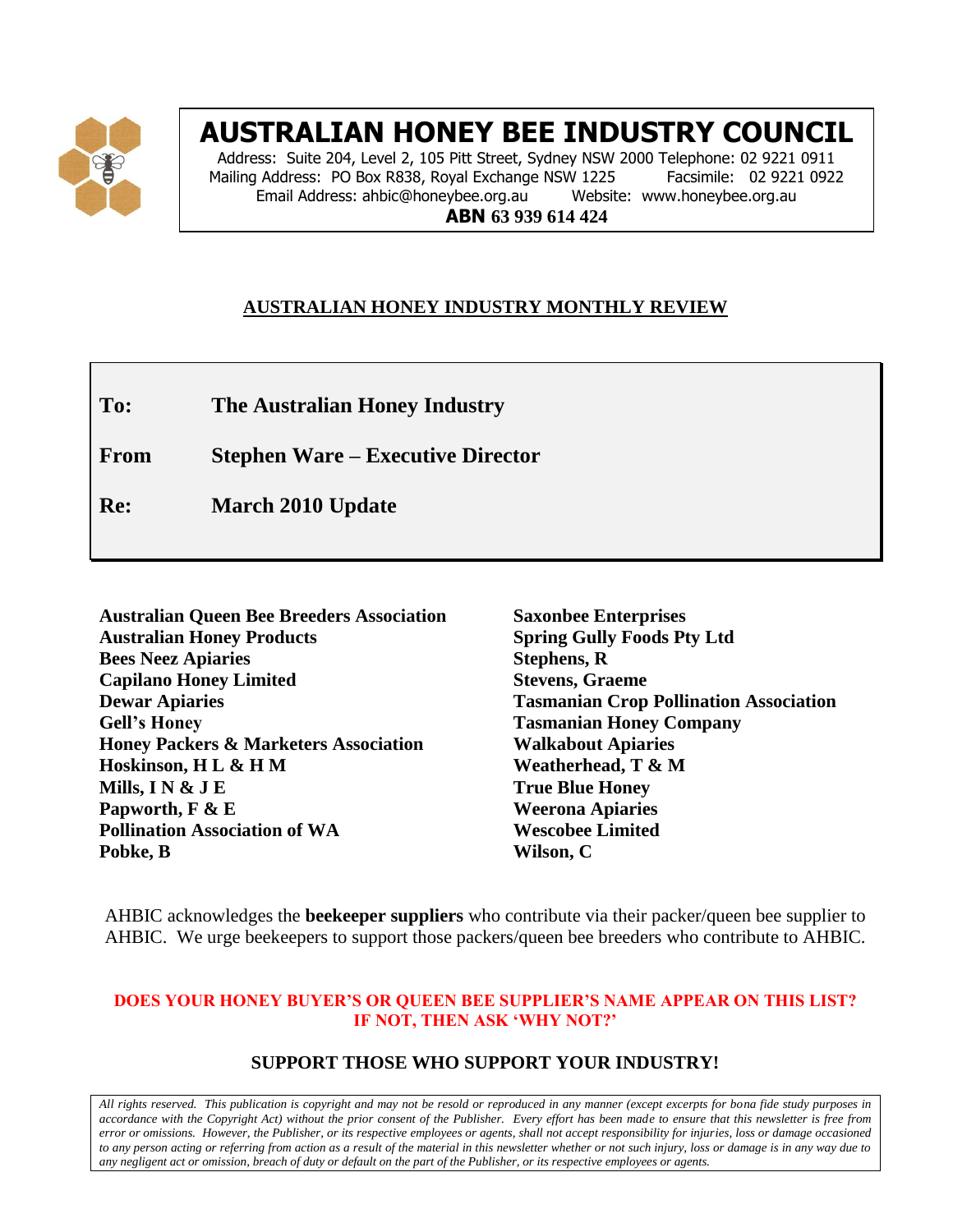# AUSTRALIAN HONEY BEE INDUSTRY COUNCIL

Address: Suite 204, Level 2, 105 Pitt Street, Sydney NSW 2000 Telephone: 02 9221 0911
Mailing Address: PO Box R838, Royal Exchange NSW 1225 Facsimile: 02 9221 0922
Email Address: ahbic@honeybee.org.au Website: www.honeybee.org.au
**ABN 63 939 614 424**

## AUSTRALIAN HONEY INDUSTRY MONTHLY REVIEW

**To:** **The Australian Honey Industry**

**From** **Stephen Ware – Executive Director**

**Re:** **March 2010 Update**

**Australian Queen Bee Breeders Association**
**Australian Honey Products**
**Bees Neez Apiaries**
**Capilano Honey Limited**
**Dewar Apiaries**
**Gell's Honey**
**Honey Packers & Marketers Association**
**Hoskinson, H L & H M**
**Mills, I N & J E**
**Papworth, F & E**
**Pollination Association of WA**
**Pobke, B**
**Saxonbee Enterprises**
**Spring Gully Foods Pty Ltd**
**Stephens, R**
**Stevens, Graeme**
**Tasmanian Crop Pollination Association**
**Tasmanian Honey Company**
**Walkabout Apiaries**
**Weatherhead, T & M**
**True Blue Honey**
**Weerona Apiaries**
**Wescobee Limited**
**Wilson, C**

AHBIC acknowledges the **beekeeper suppliers** who contribute via their packer/queen bee supplier to AHBIC. We urge beekeepers to support those packers/queen bee breeders who contribute to AHBIC.

**DOES YOUR HONEY BUYER'S OR QUEEN BEE SUPPLIER'S NAME APPEAR ON THIS LIST? IF NOT, THEN ASK 'WHY NOT?'**

**SUPPORT THOSE WHO SUPPORT YOUR INDUSTRY!**

*All rights reserved. This publication is copyright and may not be resold or reproduced in any manner (except excerpts for bona fide study purposes in accordance with the Copyright Act) without the prior consent of the Publisher. Every effort has been made to ensure that this newsletter is free from error or omissions. However, the Publisher, or its respective employees or agents, shall not accept responsibility for injuries, loss or damage occasioned to any person acting or referring from action as a result of the material in this newsletter whether or not such injury, loss or damage is in any way due to any negligent act or omission, breach of duty or default on the part of the Publisher, or its respective employees or agents.*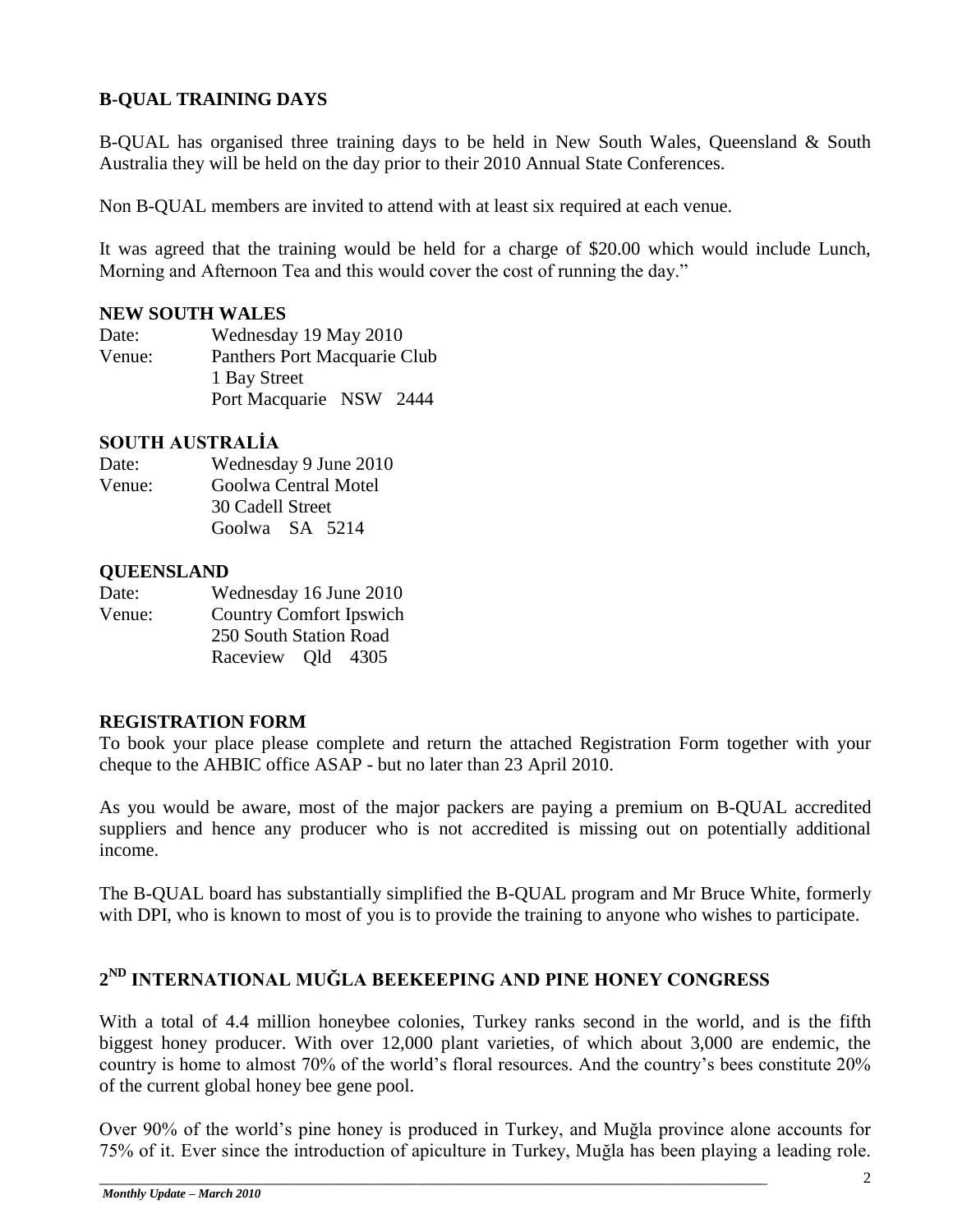## B-QUAL TRAINING DAYS

B-QUAL has organised three training days to be held in New South Wales, Queensland & South Australia they will be held on the day prior to their 2010 Annual State Conferences.

Non B-QUAL members are invited to attend with at least six required at each venue.

It was agreed that the training would be held for a charge of $20.00 which would include Lunch, Morning and Afternoon Tea and this would cover the cost of running the day."

### NEW SOUTH WALES

Date: Wednesday 19 May 2010
Venue: Panthers Port Macquarie Club
1 Bay Street
Port Macquarie NSW 2444

### SOUTH AUSTRALİA

Date: Wednesday 9 June 2010
Venue: Goolwa Central Motel
30 Cadell Street
Goolwa SA 5214

### QUEENSLAND

Date: Wednesday 16 June 2010
Venue: Country Comfort Ipswich
250 South Station Road
Raceview Qld 4305

### REGISTRATION FORM

To book your place please complete and return the attached Registration Form together with your cheque to the AHBIC office ASAP - but no later than 23 April 2010.

As you would be aware, most of the major packers are paying a premium on B-QUAL accredited suppliers and hence any producer who is not accredited is missing out on potentially additional income.

The B-QUAL board has substantially simplified the B-QUAL program and Mr Bruce White, formerly with DPI, who is known to most of you is to provide the training to anyone who wishes to participate.

## 2ND INTERNATIONAL MUĞLA BEEKEEPING AND PINE HONEY CONGRESS

With a total of 4.4 million honeybee colonies, Turkey ranks second in the world, and is the fifth biggest honey producer. With over 12,000 plant varieties, of which about 3,000 are endemic, the country is home to almost 70% of the world's floral resources. And the country's bees constitute 20% of the current global honey bee gene pool.

Over 90% of the world's pine honey is produced in Turkey, and Muğla province alone accounts for 75% of it. Ever since the introduction of apiculture in Turkey, Muğla has been playing a leading role.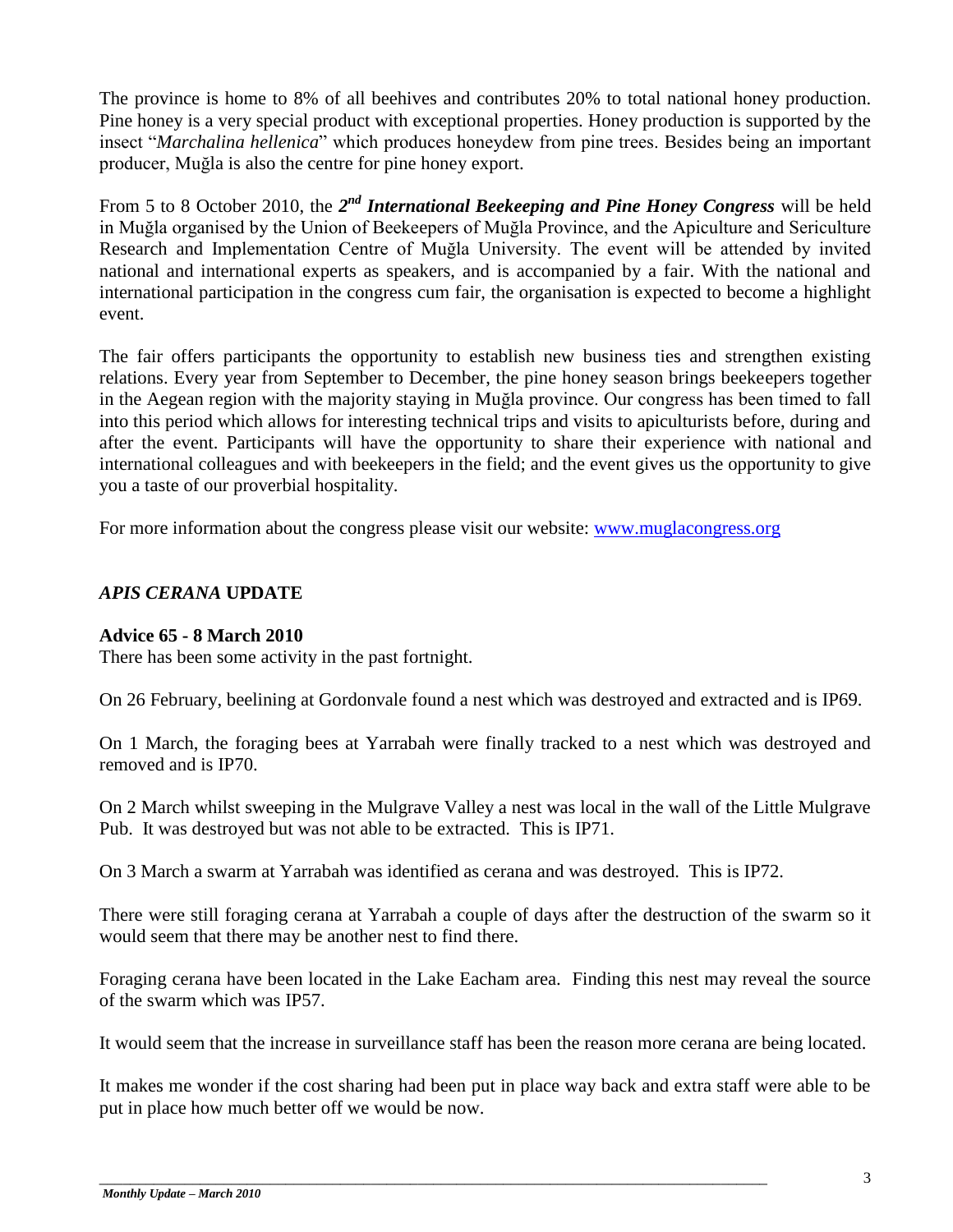The province is home to 8% of all beehives and contributes 20% to total national honey production. Pine honey is a very special product with exceptional properties. Honey production is supported by the insect "*Marchalina hellenica*" which produces honeydew from pine trees. Besides being an important producer, Muğla is also the centre for pine honey export.

From 5 to 8 October 2010, the ***2nd International Beekeeping and Pine Honey Congress*** will be held in Muğla organised by the Union of Beekeepers of Muğla Province, and the Apiculture and Sericulture Research and Implementation Centre of Muğla University. The event will be attended by invited national and international experts as speakers, and is accompanied by a fair. With the national and international participation in the congress cum fair, the organisation is expected to become a highlight event.

The fair offers participants the opportunity to establish new business ties and strengthen existing relations. Every year from September to December, the pine honey season brings beekeepers together in the Aegean region with the majority staying in Muğla province. Our congress has been timed to fall into this period which allows for interesting technical trips and visits to apiculturists before, during and after the event. Participants will have the opportunity to share their experience with national and international colleagues and with beekeepers in the field; and the event gives us the opportunity to give you a taste of our proverbial hospitality.

For more information about the congress please visit our website: [www.muglacongress.org](http://www.muglacongress.org)

## *APIS CERANA* UPDATE

### Advice 65 - 8 March 2010

There has been some activity in the past fortnight.

On 26 February, beelining at Gordonvale found a nest which was destroyed and extracted and is IP69.

On 1 March, the foraging bees at Yarrabah were finally tracked to a nest which was destroyed and removed and is IP70.

On 2 March whilst sweeping in the Mulgrave Valley a nest was local in the wall of the Little Mulgrave Pub. It was destroyed but was not able to be extracted. This is IP71.

On 3 March a swarm at Yarrabah was identified as cerana and was destroyed. This is IP72.

There were still foraging cerana at Yarrabah a couple of days after the destruction of the swarm so it would seem that there may be another nest to find there.

Foraging cerana have been located in the Lake Eacham area. Finding this nest may reveal the source of the swarm which was IP57.

It would seem that the increase in surveillance staff has been the reason more cerana are being located.

It makes me wonder if the cost sharing had been put in place way back and extra staff were able to be put in place how much better off we would be now.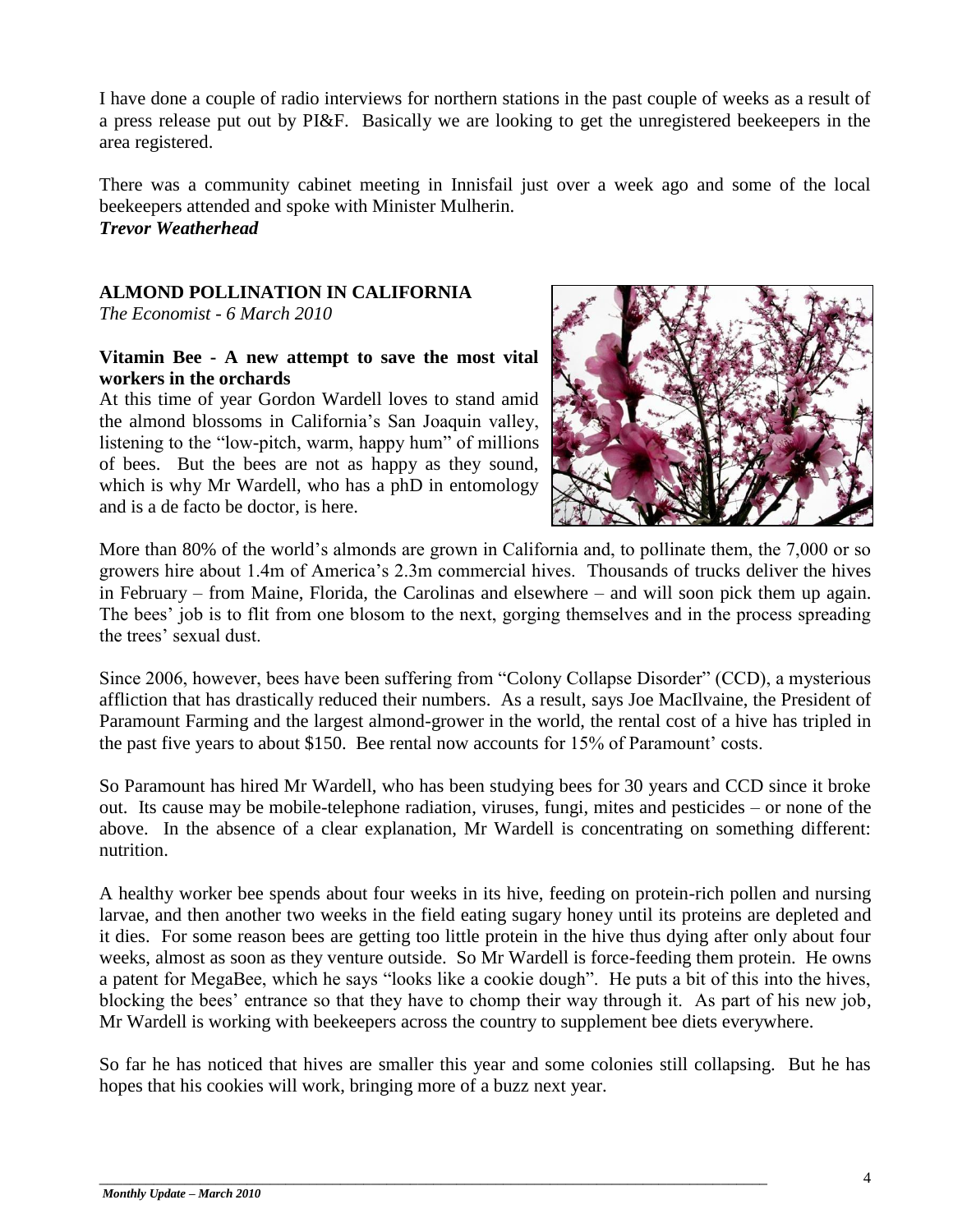I have done a couple of radio interviews for northern stations in the past couple of weeks as a result of a press release put out by PI&F. Basically we are looking to get the unregistered beekeepers in the area registered.

There was a community cabinet meeting in Innisfail just over a week ago and some of the local beekeepers attended and spoke with Minister Mulherin.

***Trevor Weatherhead***

## ALMOND POLLINATION IN CALIFORNIA

*The Economist - 6 March 2010*

### Vitamin Bee - A new attempt to save the most vital workers in the orchards

At this time of year Gordon Wardell loves to stand amid the almond blossoms in California's San Joaquin valley, listening to the "low-pitch, warm, happy hum" of millions of bees. But the bees are not as happy as they sound, which is why Mr Wardell, who has a phD in entomology and is a de facto be doctor, is here.

More than 80% of the world's almonds are grown in California and, to pollinate them, the 7,000 or so growers hire about 1.4m of America's 2.3m commercial hives. Thousands of trucks deliver the hives in February – from Maine, Florida, the Carolinas and elsewhere – and will soon pick them up again. The bees' job is to flit from one blosom to the next, gorging themselves and in the process spreading the trees' sexual dust.

Since 2006, however, bees have been suffering from "Colony Collapse Disorder" (CCD), a mysterious affliction that has drastically reduced their numbers. As a result, says Joe MacIlvaine, the President of Paramount Farming and the largest almond-grower in the world, the rental cost of a hive has tripled in the past five years to about $150. Bee rental now accounts for 15% of Paramount' costs.

So Paramount has hired Mr Wardell, who has been studying bees for 30 years and CCD since it broke out. Its cause may be mobile-telephone radiation, viruses, fungi, mites and pesticides – or none of the above. In the absence of a clear explanation, Mr Wardell is concentrating on something different: nutrition.

A healthy worker bee spends about four weeks in its hive, feeding on protein-rich pollen and nursing larvae, and then another two weeks in the field eating sugary honey until its proteins are depleted and it dies. For some reason bees are getting too little protein in the hive thus dying after only about four weeks, almost as soon as they venture outside. So Mr Wardell is force-feeding them protein. He owns a patent for MegaBee, which he says "looks like a cookie dough". He puts a bit of this into the hives, blocking the bees' entrance so that they have to chomp their way through it. As part of his new job, Mr Wardell is working with beekeepers across the country to supplement bee diets everywhere.

So far he has noticed that hives are smaller this year and some colonies still collapsing. But he has hopes that his cookies will work, bringing more of a buzz next year.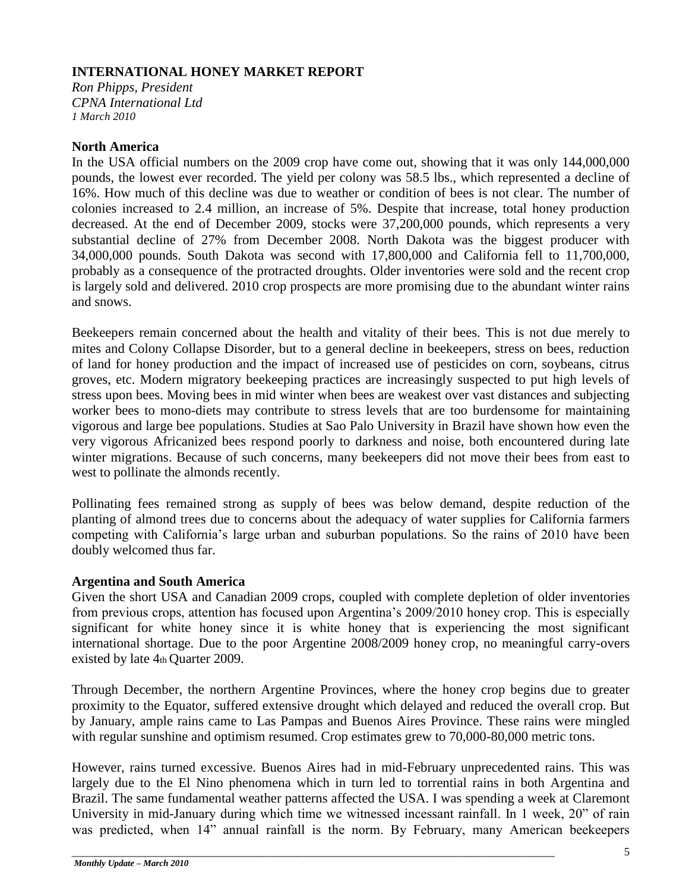**INTERNATIONAL HONEY MARKET REPORT**

*Ron Phipps, President*
*CPNA International Ltd*
*1 March 2010*

**North America**

In the USA official numbers on the 2009 crop have come out, showing that it was only 144,000,000 pounds, the lowest ever recorded. The yield per colony was 58.5 lbs., which represented a decline of 16%. How much of this decline was due to weather or condition of bees is not clear. The number of colonies increased to 2.4 million, an increase of 5%. Despite that increase, total honey production decreased. At the end of December 2009, stocks were 37,200,000 pounds, which represents a very substantial decline of 27% from December 2008. North Dakota was the biggest producer with 34,000,000 pounds. South Dakota was second with 17,800,000 and California fell to 11,700,000, probably as a consequence of the protracted droughts. Older inventories were sold and the recent crop is largely sold and delivered. 2010 crop prospects are more promising due to the abundant winter rains and snows.

Beekeepers remain concerned about the health and vitality of their bees. This is not due merely to mites and Colony Collapse Disorder, but to a general decline in beekeepers, stress on bees, reduction of land for honey production and the impact of increased use of pesticides on corn, soybeans, citrus groves, etc. Modern migratory beekeeping practices are increasingly suspected to put high levels of stress upon bees. Moving bees in mid winter when bees are weakest over vast distances and subjecting worker bees to mono-diets may contribute to stress levels that are too burdensome for maintaining vigorous and large bee populations. Studies at Sao Palo University in Brazil have shown how even the very vigorous Africanized bees respond poorly to darkness and noise, both encountered during late winter migrations. Because of such concerns, many beekeepers did not move their bees from east to west to pollinate the almonds recently.

Pollinating fees remained strong as supply of bees was below demand, despite reduction of the planting of almond trees due to concerns about the adequacy of water supplies for California farmers competing with California's large urban and suburban populations. So the rains of 2010 have been doubly welcomed thus far.

**Argentina and South America**

Given the short USA and Canadian 2009 crops, coupled with complete depletion of older inventories from previous crops, attention has focused upon Argentina's 2009/2010 honey crop. This is especially significant for white honey since it is white honey that is experiencing the most significant international shortage. Due to the poor Argentine 2008/2009 honey crop, no meaningful carry-overs existed by late 4th Quarter 2009.

Through December, the northern Argentine Provinces, where the honey crop begins due to greater proximity to the Equator, suffered extensive drought which delayed and reduced the overall crop. But by January, ample rains came to Las Pampas and Buenos Aires Province. These rains were mingled with regular sunshine and optimism resumed. Crop estimates grew to 70,000-80,000 metric tons.

However, rains turned excessive. Buenos Aires had in mid-February unprecedented rains. This was largely due to the El Nino phenomena which in turn led to torrential rains in both Argentina and Brazil. The same fundamental weather patterns affected the USA. I was spending a week at Claremont University in mid-January during which time we witnessed incessant rainfall. In 1 week, 20" of rain was predicted, when 14" annual rainfall is the norm. By February, many American beekeepers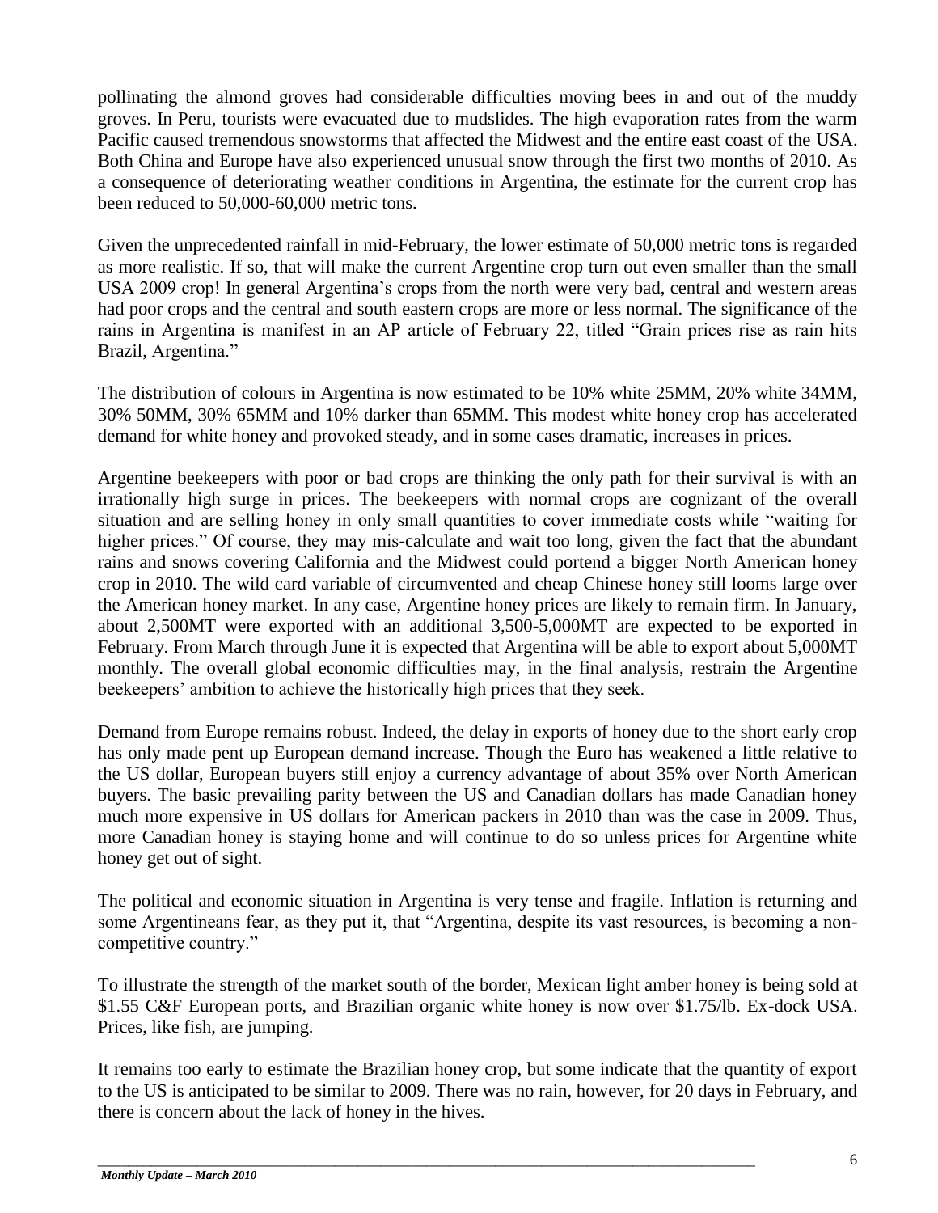pollinating the almond groves had considerable difficulties moving bees in and out of the muddy groves. In Peru, tourists were evacuated due to mudslides. The high evaporation rates from the warm Pacific caused tremendous snowstorms that affected the Midwest and the entire east coast of the USA. Both China and Europe have also experienced unusual snow through the first two months of 2010. As a consequence of deteriorating weather conditions in Argentina, the estimate for the current crop has been reduced to 50,000-60,000 metric tons.

Given the unprecedented rainfall in mid-February, the lower estimate of 50,000 metric tons is regarded as more realistic. If so, that will make the current Argentine crop turn out even smaller than the small USA 2009 crop! In general Argentina's crops from the north were very bad, central and western areas had poor crops and the central and south eastern crops are more or less normal. The significance of the rains in Argentina is manifest in an AP article of February 22, titled "Grain prices rise as rain hits Brazil, Argentina."

The distribution of colours in Argentina is now estimated to be 10% white 25MM, 20% white 34MM, 30% 50MM, 30% 65MM and 10% darker than 65MM. This modest white honey crop has accelerated demand for white honey and provoked steady, and in some cases dramatic, increases in prices.

Argentine beekeepers with poor or bad crops are thinking the only path for their survival is with an irrationally high surge in prices. The beekeepers with normal crops are cognizant of the overall situation and are selling honey in only small quantities to cover immediate costs while "waiting for higher prices." Of course, they may mis-calculate and wait too long, given the fact that the abundant rains and snows covering California and the Midwest could portend a bigger North American honey crop in 2010. The wild card variable of circumvented and cheap Chinese honey still looms large over the American honey market. In any case, Argentine honey prices are likely to remain firm. In January, about 2,500MT were exported with an additional 3,500-5,000MT are expected to be exported in February. From March through June it is expected that Argentina will be able to export about 5,000MT monthly. The overall global economic difficulties may, in the final analysis, restrain the Argentine beekeepers' ambition to achieve the historically high prices that they seek.

Demand from Europe remains robust. Indeed, the delay in exports of honey due to the short early crop has only made pent up European demand increase. Though the Euro has weakened a little relative to the US dollar, European buyers still enjoy a currency advantage of about 35% over North American buyers. The basic prevailing parity between the US and Canadian dollars has made Canadian honey much more expensive in US dollars for American packers in 2010 than was the case in 2009. Thus, more Canadian honey is staying home and will continue to do so unless prices for Argentine white honey get out of sight.

The political and economic situation in Argentina is very tense and fragile. Inflation is returning and some Argentineans fear, as they put it, that "Argentina, despite its vast resources, is becoming a non-competitive country."

To illustrate the strength of the market south of the border, Mexican light amber honey is being sold at \$1.55 C&F European ports, and Brazilian organic white honey is now over \$1.75/lb. Ex-dock USA. Prices, like fish, are jumping.

It remains too early to estimate the Brazilian honey crop, but some indicate that the quantity of export to the US is anticipated to be similar to 2009. There was no rain, however, for 20 days in February, and there is concern about the lack of honey in the hives.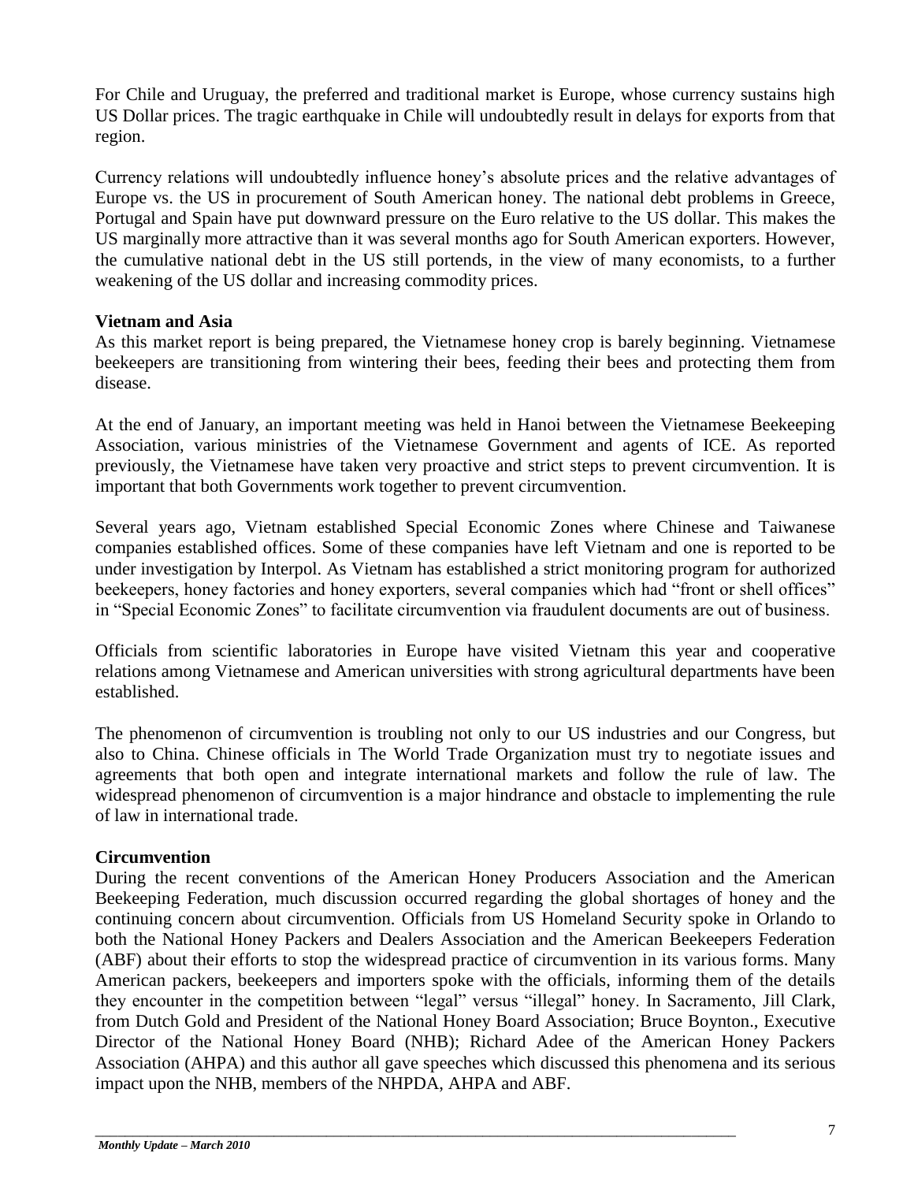For Chile and Uruguay, the preferred and traditional market is Europe, whose currency sustains high US Dollar prices. The tragic earthquake in Chile will undoubtedly result in delays for exports from that region.

Currency relations will undoubtedly influence honey's absolute prices and the relative advantages of Europe vs. the US in procurement of South American honey. The national debt problems in Greece, Portugal and Spain have put downward pressure on the Euro relative to the US dollar. This makes the US marginally more attractive than it was several months ago for South American exporters. However, the cumulative national debt in the US still portends, in the view of many economists, to a further weakening of the US dollar and increasing commodity prices.

**Vietnam and Asia**

As this market report is being prepared, the Vietnamese honey crop is barely beginning. Vietnamese beekeepers are transitioning from wintering their bees, feeding their bees and protecting them from disease.

At the end of January, an important meeting was held in Hanoi between the Vietnamese Beekeeping Association, various ministries of the Vietnamese Government and agents of ICE. As reported previously, the Vietnamese have taken very proactive and strict steps to prevent circumvention. It is important that both Governments work together to prevent circumvention.

Several years ago, Vietnam established Special Economic Zones where Chinese and Taiwanese companies established offices. Some of these companies have left Vietnam and one is reported to be under investigation by Interpol. As Vietnam has established a strict monitoring program for authorized beekeepers, honey factories and honey exporters, several companies which had "front or shell offices" in "Special Economic Zones" to facilitate circumvention via fraudulent documents are out of business.

Officials from scientific laboratories in Europe have visited Vietnam this year and cooperative relations among Vietnamese and American universities with strong agricultural departments have been established.

The phenomenon of circumvention is troubling not only to our US industries and our Congress, but also to China. Chinese officials in The World Trade Organization must try to negotiate issues and agreements that both open and integrate international markets and follow the rule of law. The widespread phenomenon of circumvention is a major hindrance and obstacle to implementing the rule of law in international trade.

**Circumvention**

During the recent conventions of the American Honey Producers Association and the American Beekeeping Federation, much discussion occurred regarding the global shortages of honey and the continuing concern about circumvention. Officials from US Homeland Security spoke in Orlando to both the National Honey Packers and Dealers Association and the American Beekeepers Federation (ABF) about their efforts to stop the widespread practice of circumvention in its various forms. Many American packers, beekeepers and importers spoke with the officials, informing them of the details they encounter in the competition between "legal" versus "illegal" honey. In Sacramento, Jill Clark, from Dutch Gold and President of the National Honey Board Association; Bruce Boynton., Executive Director of the National Honey Board (NHB); Richard Adee of the American Honey Packers Association (AHPA) and this author all gave speeches which discussed this phenomena and its serious impact upon the NHB, members of the NHPDA, AHPA and ABF.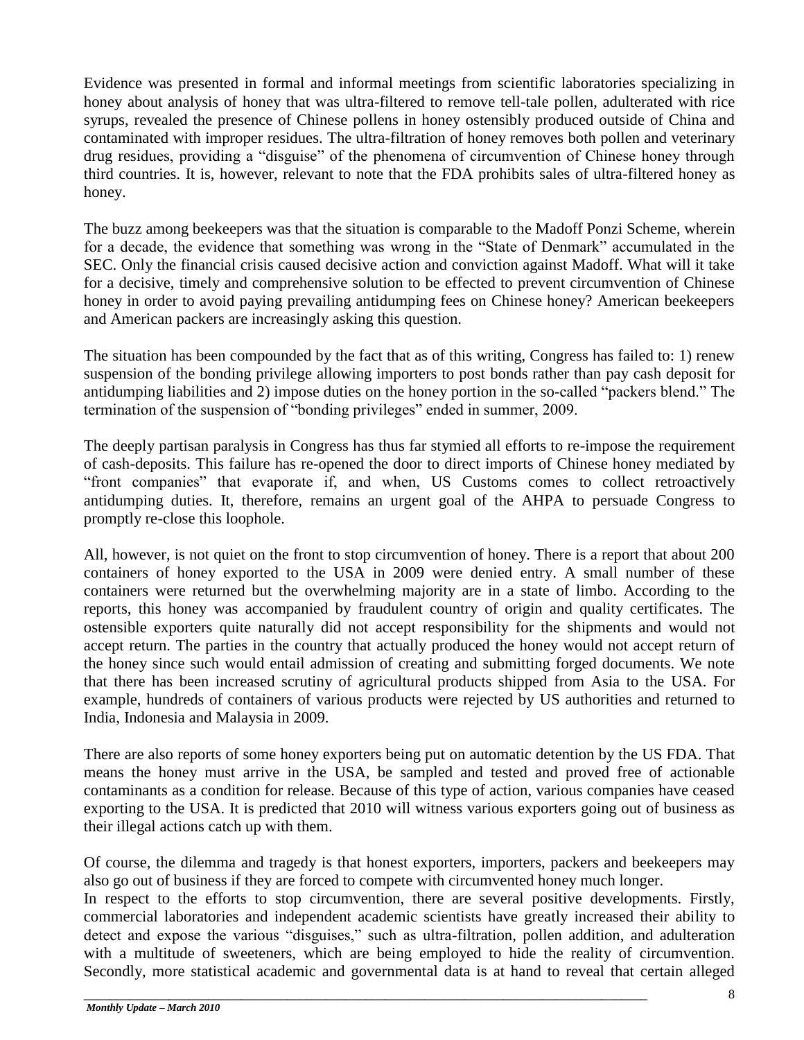Evidence was presented in formal and informal meetings from scientific laboratories specializing in honey about analysis of honey that was ultra-filtered to remove tell-tale pollen, adulterated with rice syrups, revealed the presence of Chinese pollens in honey ostensibly produced outside of China and contaminated with improper residues. The ultra-filtration of honey removes both pollen and veterinary drug residues, providing a "disguise" of the phenomena of circumvention of Chinese honey through third countries. It is, however, relevant to note that the FDA prohibits sales of ultra-filtered honey as honey.

The buzz among beekeepers was that the situation is comparable to the Madoff Ponzi Scheme, wherein for a decade, the evidence that something was wrong in the "State of Denmark" accumulated in the SEC. Only the financial crisis caused decisive action and conviction against Madoff. What will it take for a decisive, timely and comprehensive solution to be effected to prevent circumvention of Chinese honey in order to avoid paying prevailing antidumping fees on Chinese honey? American beekeepers and American packers are increasingly asking this question.

The situation has been compounded by the fact that as of this writing, Congress has failed to: 1) renew suspension of the bonding privilege allowing importers to post bonds rather than pay cash deposit for antidumping liabilities and 2) impose duties on the honey portion in the so-called "packers blend." The termination of the suspension of "bonding privileges" ended in summer, 2009.

The deeply partisan paralysis in Congress has thus far stymied all efforts to re-impose the requirement of cash-deposits. This failure has re-opened the door to direct imports of Chinese honey mediated by "front companies" that evaporate if, and when, US Customs comes to collect retroactively antidumping duties. It, therefore, remains an urgent goal of the AHPA to persuade Congress to promptly re-close this loophole.

All, however, is not quiet on the front to stop circumvention of honey. There is a report that about 200 containers of honey exported to the USA in 2009 were denied entry. A small number of these containers were returned but the overwhelming majority are in a state of limbo. According to the reports, this honey was accompanied by fraudulent country of origin and quality certificates. The ostensible exporters quite naturally did not accept responsibility for the shipments and would not accept return. The parties in the country that actually produced the honey would not accept return of the honey since such would entail admission of creating and submitting forged documents. We note that there has been increased scrutiny of agricultural products shipped from Asia to the USA. For example, hundreds of containers of various products were rejected by US authorities and returned to India, Indonesia and Malaysia in 2009.

There are also reports of some honey exporters being put on automatic detention by the US FDA. That means the honey must arrive in the USA, be sampled and tested and proved free of actionable contaminants as a condition for release. Because of this type of action, various companies have ceased exporting to the USA. It is predicted that 2010 will witness various exporters going out of business as their illegal actions catch up with them.

Of course, the dilemma and tragedy is that honest exporters, importers, packers and beekeepers may also go out of business if they are forced to compete with circumvented honey much longer.

In respect to the efforts to stop circumvention, there are several positive developments. Firstly, commercial laboratories and independent academic scientists have greatly increased their ability to detect and expose the various "disguises," such as ultra-filtration, pollen addition, and adulteration with a multitude of sweeteners, which are being employed to hide the reality of circumvention. Secondly, more statistical academic and governmental data is at hand to reveal that certain alleged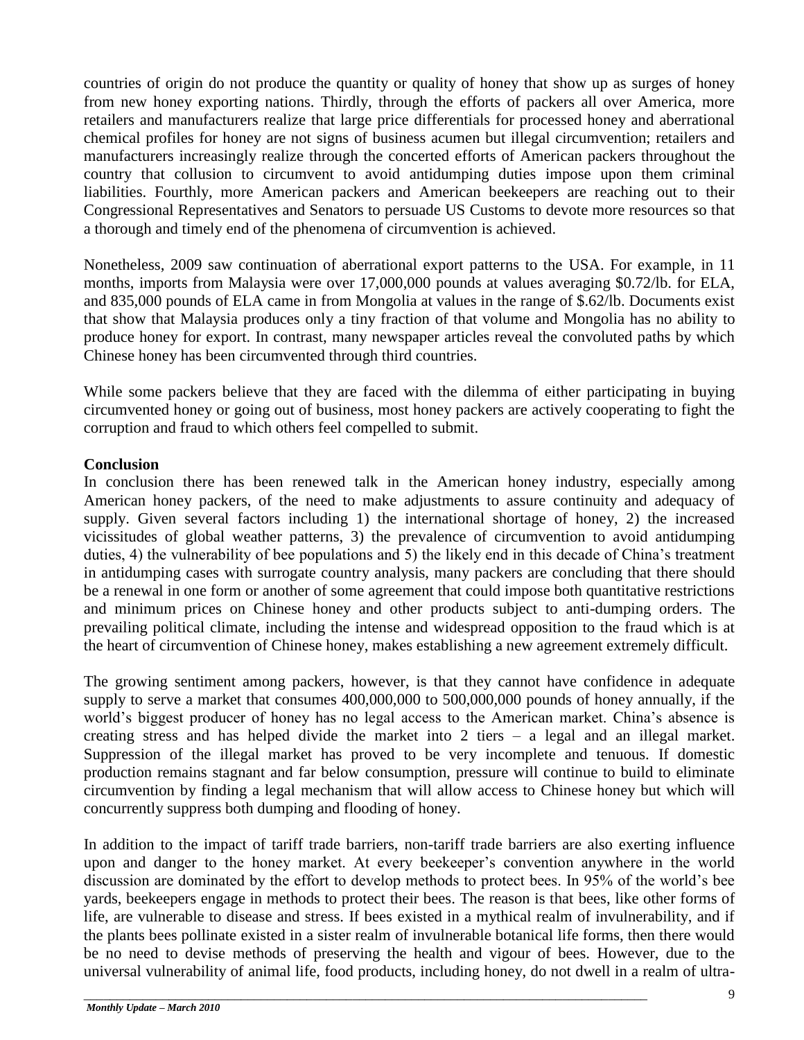countries of origin do not produce the quantity or quality of honey that show up as surges of honey from new honey exporting nations. Thirdly, through the efforts of packers all over America, more retailers and manufacturers realize that large price differentials for processed honey and aberrational chemical profiles for honey are not signs of business acumen but illegal circumvention; retailers and manufacturers increasingly realize through the concerted efforts of American packers throughout the country that collusion to circumvent to avoid antidumping duties impose upon them criminal liabilities. Fourthly, more American packers and American beekeepers are reaching out to their Congressional Representatives and Senators to persuade US Customs to devote more resources so that a thorough and timely end of the phenomena of circumvention is achieved.

Nonetheless, 2009 saw continuation of aberrational export patterns to the USA. For example, in 11 months, imports from Malaysia were over 17,000,000 pounds at values averaging $0.72/lb. for ELA, and 835,000 pounds of ELA came in from Mongolia at values in the range of $.62/lb. Documents exist that show that Malaysia produces only a tiny fraction of that volume and Mongolia has no ability to produce honey for export. In contrast, many newspaper articles reveal the convoluted paths by which Chinese honey has been circumvented through third countries.

While some packers believe that they are faced with the dilemma of either participating in buying circumvented honey or going out of business, most honey packers are actively cooperating to fight the corruption and fraud to which others feel compelled to submit.

**Conclusion**

In conclusion there has been renewed talk in the American honey industry, especially among American honey packers, of the need to make adjustments to assure continuity and adequacy of supply. Given several factors including 1) the international shortage of honey, 2) the increased vicissitudes of global weather patterns, 3) the prevalence of circumvention to avoid antidumping duties, 4) the vulnerability of bee populations and 5) the likely end in this decade of China's treatment in antidumping cases with surrogate country analysis, many packers are concluding that there should be a renewal in one form or another of some agreement that could impose both quantitative restrictions and minimum prices on Chinese honey and other products subject to anti-dumping orders. The prevailing political climate, including the intense and widespread opposition to the fraud which is at the heart of circumvention of Chinese honey, makes establishing a new agreement extremely difficult.

The growing sentiment among packers, however, is that they cannot have confidence in adequate supply to serve a market that consumes 400,000,000 to 500,000,000 pounds of honey annually, if the world's biggest producer of honey has no legal access to the American market. China's absence is creating stress and has helped divide the market into 2 tiers – a legal and an illegal market. Suppression of the illegal market has proved to be very incomplete and tenuous. If domestic production remains stagnant and far below consumption, pressure will continue to build to eliminate circumvention by finding a legal mechanism that will allow access to Chinese honey but which will concurrently suppress both dumping and flooding of honey.

In addition to the impact of tariff trade barriers, non-tariff trade barriers are also exerting influence upon and danger to the honey market. At every beekeeper's convention anywhere in the world discussion are dominated by the effort to develop methods to protect bees. In 95% of the world's bee yards, beekeepers engage in methods to protect their bees. The reason is that bees, like other forms of life, are vulnerable to disease and stress. If bees existed in a mythical realm of invulnerability, and if the plants bees pollinate existed in a sister realm of invulnerable botanical life forms, then there would be no need to devise methods of preserving the health and vigour of bees. However, due to the universal vulnerability of animal life, food products, including honey, do not dwell in a realm of ultra-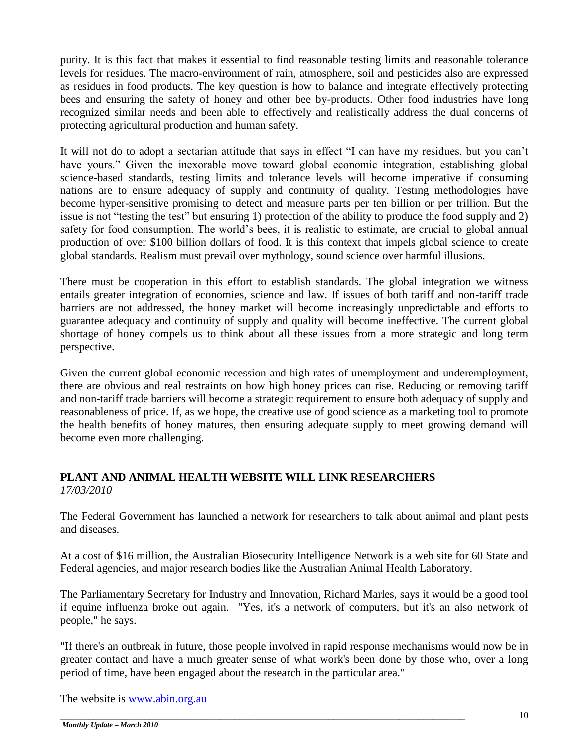purity. It is this fact that makes it essential to find reasonable testing limits and reasonable tolerance levels for residues. The macro-environment of rain, atmosphere, soil and pesticides also are expressed as residues in food products. The key question is how to balance and integrate effectively protecting bees and ensuring the safety of honey and other bee by-products. Other food industries have long recognized similar needs and been able to effectively and realistically address the dual concerns of protecting agricultural production and human safety.

It will not do to adopt a sectarian attitude that says in effect "I can have my residues, but you can't have yours." Given the inexorable move toward global economic integration, establishing global science-based standards, testing limits and tolerance levels will become imperative if consuming nations are to ensure adequacy of supply and continuity of quality. Testing methodologies have become hyper-sensitive promising to detect and measure parts per ten billion or per trillion. But the issue is not "testing the test" but ensuring 1) protection of the ability to produce the food supply and 2) safety for food consumption. The world's bees, it is realistic to estimate, are crucial to global annual production of over $100 billion dollars of food. It is this context that impels global science to create global standards. Realism must prevail over mythology, sound science over harmful illusions.

There must be cooperation in this effort to establish standards. The global integration we witness entails greater integration of economies, science and law. If issues of both tariff and non-tariff trade barriers are not addressed, the honey market will become increasingly unpredictable and efforts to guarantee adequacy and continuity of supply and quality will become ineffective. The current global shortage of honey compels us to think about all these issues from a more strategic and long term perspective.

Given the current global economic recession and high rates of unemployment and underemployment, there are obvious and real restraints on how high honey prices can rise. Reducing or removing tariff and non-tariff trade barriers will become a strategic requirement to ensure both adequacy of supply and reasonableness of price. If, as we hope, the creative use of good science as a marketing tool to promote the health benefits of honey matures, then ensuring adequate supply to meet growing demand will become even more challenging.

## PLANT AND ANIMAL HEALTH WEBSITE WILL LINK RESEARCHERS

*17/03/2010*

The Federal Government has launched a network for researchers to talk about animal and plant pests and diseases.

At a cost of $16 million, the Australian Biosecurity Intelligence Network is a web site for 60 State and Federal agencies, and major research bodies like the Australian Animal Health Laboratory.

The Parliamentary Secretary for Industry and Innovation, Richard Marles, says it would be a good tool if equine influenza broke out again. "Yes, it's a network of computers, but it's an also network of people," he says.

"If there's an outbreak in future, those people involved in rapid response mechanisms would now be in greater contact and have a much greater sense of what work's been done by those who, over a long period of time, have been engaged about the research in the particular area."

The website is [www.abin.org.au](http://www.abin.org.au)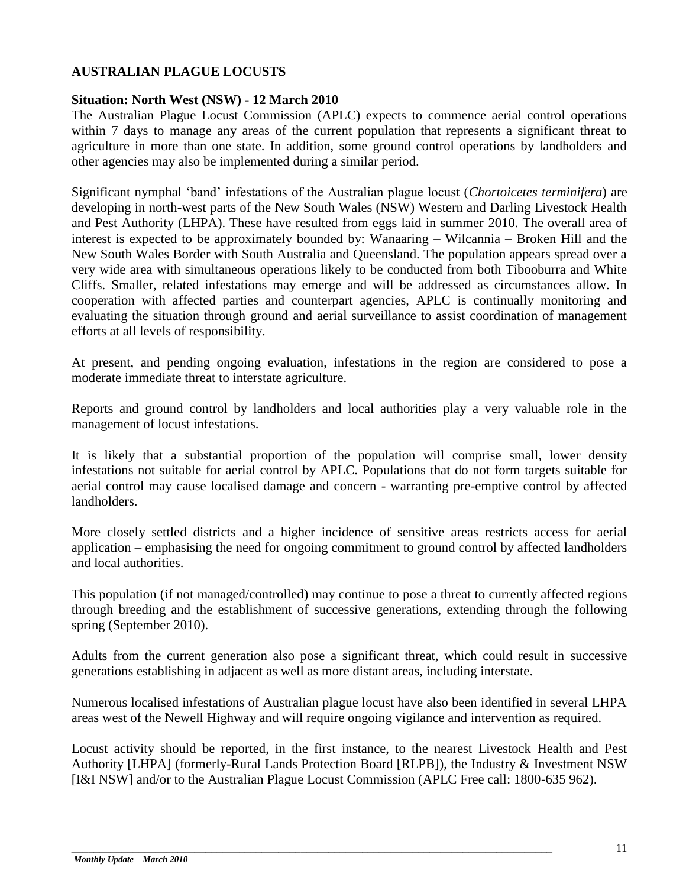## AUSTRALIAN PLAGUE LOCUSTS

### Situation: North West (NSW) - 12 March 2010

The Australian Plague Locust Commission (APLC) expects to commence aerial control operations within 7 days to manage any areas of the current population that represents a significant threat to agriculture in more than one state. In addition, some ground control operations by landholders and other agencies may also be implemented during a similar period.

Significant nymphal 'band' infestations of the Australian plague locust (*Chortoicetes terminifera*) are developing in north-west parts of the New South Wales (NSW) Western and Darling Livestock Health and Pest Authority (LHPA). These have resulted from eggs laid in summer 2010. The overall area of interest is expected to be approximately bounded by: Wanaaring – Wilcannia – Broken Hill and the New South Wales Border with South Australia and Queensland. The population appears spread over a very wide area with simultaneous operations likely to be conducted from both Tibooburra and White Cliffs. Smaller, related infestations may emerge and will be addressed as circumstances allow. In cooperation with affected parties and counterpart agencies, APLC is continually monitoring and evaluating the situation through ground and aerial surveillance to assist coordination of management efforts at all levels of responsibility.

At present, and pending ongoing evaluation, infestations in the region are considered to pose a moderate immediate threat to interstate agriculture.

Reports and ground control by landholders and local authorities play a very valuable role in the management of locust infestations.

It is likely that a substantial proportion of the population will comprise small, lower density infestations not suitable for aerial control by APLC. Populations that do not form targets suitable for aerial control may cause localised damage and concern - warranting pre-emptive control by affected landholders.

More closely settled districts and a higher incidence of sensitive areas restricts access for aerial application – emphasising the need for ongoing commitment to ground control by affected landholders and local authorities.

This population (if not managed/controlled) may continue to pose a threat to currently affected regions through breeding and the establishment of successive generations, extending through the following spring (September 2010).

Adults from the current generation also pose a significant threat, which could result in successive generations establishing in adjacent as well as more distant areas, including interstate.

Numerous localised infestations of Australian plague locust have also been identified in several LHPA areas west of the Newell Highway and will require ongoing vigilance and intervention as required.

Locust activity should be reported, in the first instance, to the nearest Livestock Health and Pest Authority [LHPA] (formerly-Rural Lands Protection Board [RLPB]), the Industry & Investment NSW [I&I NSW] and/or to the Australian Plague Locust Commission (APLC Free call: 1800-635 962).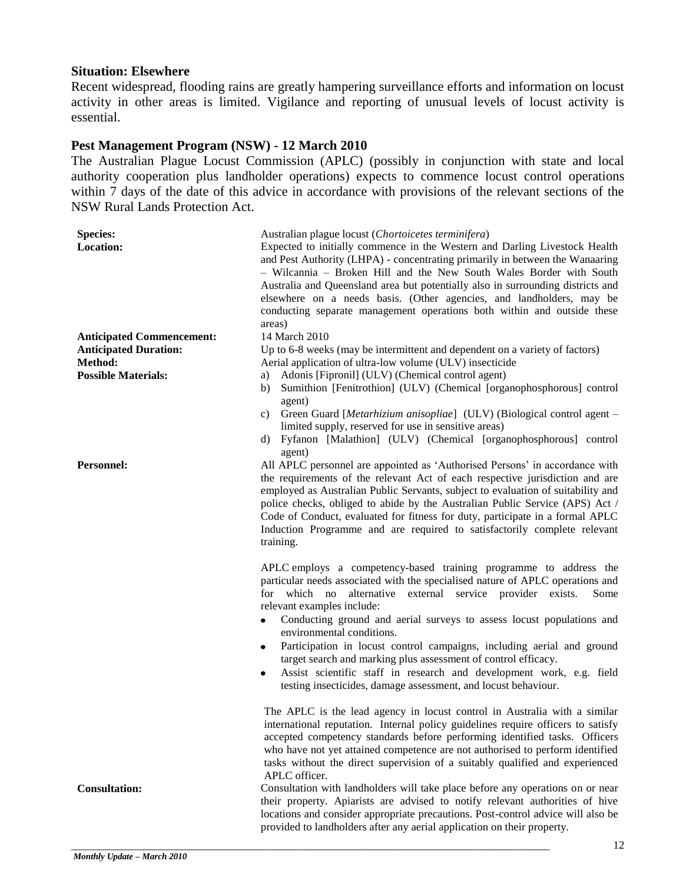**Situation: Elsewhere**

Recent widespread, flooding rains are greatly hampering surveillance efforts and information on locust activity in other areas is limited. Vigilance and reporting of unusual levels of locust activity is essential.

**Pest Management Program (NSW) - 12 March 2010**

The Australian Plague Locust Commission (APLC) (possibly in conjunction with state and local authority cooperation plus landholder operations) expects to commence locust control operations within 7 days of the date of this advice in accordance with provisions of the relevant sections of the NSW Rural Lands Protection Act.

**Species:** Australian plague locust (*Chortoicetes terminifera*)

**Location:** Expected to initially commence in the Western and Darling Livestock Health and Pest Authority (LHPA) - concentrating primarily in between the Wanaaring – Wilcannia – Broken Hill and the New South Wales Border with South Australia and Queensland area but potentially also in surrounding districts and elsewhere on a needs basis. (Other agencies, and landholders, may be conducting separate management operations both within and outside these areas)

**Anticipated Commencement:** 14 March 2010

**Anticipated Duration:** Up to 6-8 weeks (may be intermittent and dependent on a variety of factors)

**Method:** Aerial application of ultra-low volume (ULV) insecticide

**Possible Materials:**

a) Adonis [Fipronil] (ULV) (Chemical control agent)
b) Sumithion [Fenitrothion] (ULV) (Chemical [organophosphorous] control agent)
c) Green Guard [*Metarhizium anisopliae*] (ULV) (Biological control agent – limited supply, reserved for use in sensitive areas)
d) Fyfanon [Malathion] (ULV) (Chemical [organophosphorous] control agent)

**Personnel:** All APLC personnel are appointed as 'Authorised Persons' in accordance with the requirements of the relevant Act of each respective jurisdiction and are employed as Australian Public Servants, subject to evaluation of suitability and police checks, obliged to abide by the Australian Public Service (APS) Act / Code of Conduct, evaluated for fitness for duty, participate in a formal APLC Induction Programme and are required to satisfactorily complete relevant training.

APLC employs a competency-based training programme to address the particular needs associated with the specialised nature of APLC operations and for which no alternative external service provider exists. Some relevant examples include:

- Conducting ground and aerial surveys to assess locust populations and environmental conditions.
- Participation in locust control campaigns, including aerial and ground target search and marking plus assessment of control efficacy.
- Assist scientific staff in research and development work, e.g. field testing insecticides, damage assessment, and locust behaviour.

The APLC is the lead agency in locust control in Australia with a similar international reputation. Internal policy guidelines require officers to satisfy accepted competency standards before performing identified tasks. Officers who have not yet attained competence are not authorised to perform identified tasks without the direct supervision of a suitably qualified and experienced APLC officer.

**Consultation:** Consultation with landholders will take place before any operations on or near their property. Apiarists are advised to notify relevant authorities of hive locations and consider appropriate precautions. Post-control advice will also be provided to landholders after any aerial application on their property.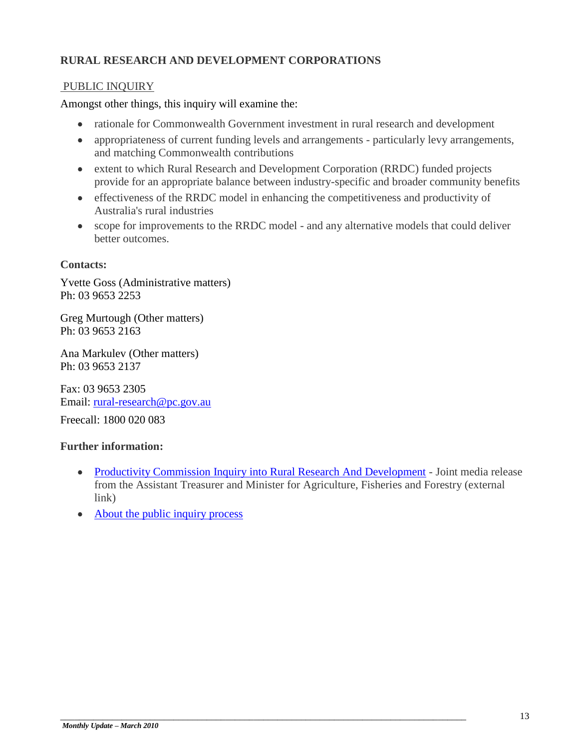## RURAL RESEARCH AND DEVELOPMENT CORPORATIONS

PUBLIC INQUIRY

Amongst other things, this inquiry will examine the:

- rationale for Commonwealth Government investment in rural research and development
- appropriateness of current funding levels and arrangements - particularly levy arrangements, and matching Commonwealth contributions
- extent to which Rural Research and Development Corporation (RRDC) funded projects provide for an appropriate balance between industry-specific and broader community benefits
- effectiveness of the RRDC model in enhancing the competitiveness and productivity of Australia's rural industries
- scope for improvements to the RRDC model - and any alternative models that could deliver better outcomes.

**Contacts:**

Yvette Goss (Administrative matters)
Ph: 03 9653 2253

Greg Murtough (Other matters)
Ph: 03 9653 2163

Ana Markulev (Other matters)
Ph: 03 9653 2137

Fax: 03 9653 2305
Email: rural-research@pc.gov.au

Freecall: 1800 020 083

**Further information:**

- Productivity Commission Inquiry into Rural Research And Development - Joint media release from the Assistant Treasurer and Minister for Agriculture, Fisheries and Forestry (external link)
- About the public inquiry process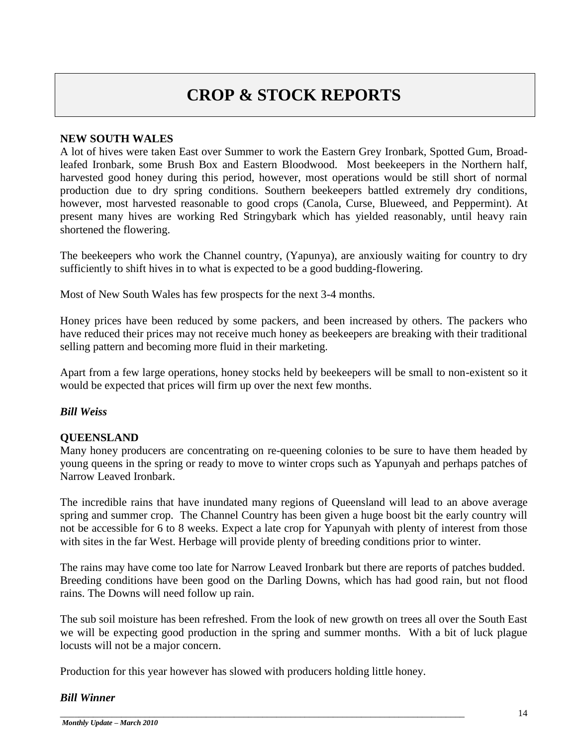# CROP & STOCK REPORTS

**NEW SOUTH WALES**

A lot of hives were taken East over Summer to work the Eastern Grey Ironbark, Spotted Gum, Broad-leafed Ironbark, some Brush Box and Eastern Bloodwood. Most beekeepers in the Northern half, harvested good honey during this period, however, most operations would be still short of normal production due to dry spring conditions. Southern beekeepers battled extremely dry conditions, however, most harvested reasonable to good crops (Canola, Curse, Blueweed, and Peppermint). At present many hives are working Red Stringybark which has yielded reasonably, until heavy rain shortened the flowering.

The beekeepers who work the Channel country, (Yapunya), are anxiously waiting for country to dry sufficiently to shift hives in to what is expected to be a good budding-flowering.

Most of New South Wales has few prospects for the next 3-4 months.

Honey prices have been reduced by some packers, and been increased by others. The packers who have reduced their prices may not receive much honey as beekeepers are breaking with their traditional selling pattern and becoming more fluid in their marketing.

Apart from a few large operations, honey stocks held by beekeepers will be small to non-existent so it would be expected that prices will firm up over the next few months.

***Bill Weiss***

**QUEENSLAND**

Many honey producers are concentrating on re-queening colonies to be sure to have them headed by young queens in the spring or ready to move to winter crops such as Yapunyah and perhaps patches of Narrow Leaved Ironbark.

The incredible rains that have inundated many regions of Queensland will lead to an above average spring and summer crop. The Channel Country has been given a huge boost bit the early country will not be accessible for 6 to 8 weeks. Expect a late crop for Yapunyah with plenty of interest from those with sites in the far West. Herbage will provide plenty of breeding conditions prior to winter.

The rains may have come too late for Narrow Leaved Ironbark but there are reports of patches budded. Breeding conditions have been good on the Darling Downs, which has had good rain, but not flood rains. The Downs will need follow up rain.

The sub soil moisture has been refreshed. From the look of new growth on trees all over the South East we will be expecting good production in the spring and summer months. With a bit of luck plague locusts will not be a major concern.

Production for this year however has slowed with producers holding little honey.

***Bill Winner***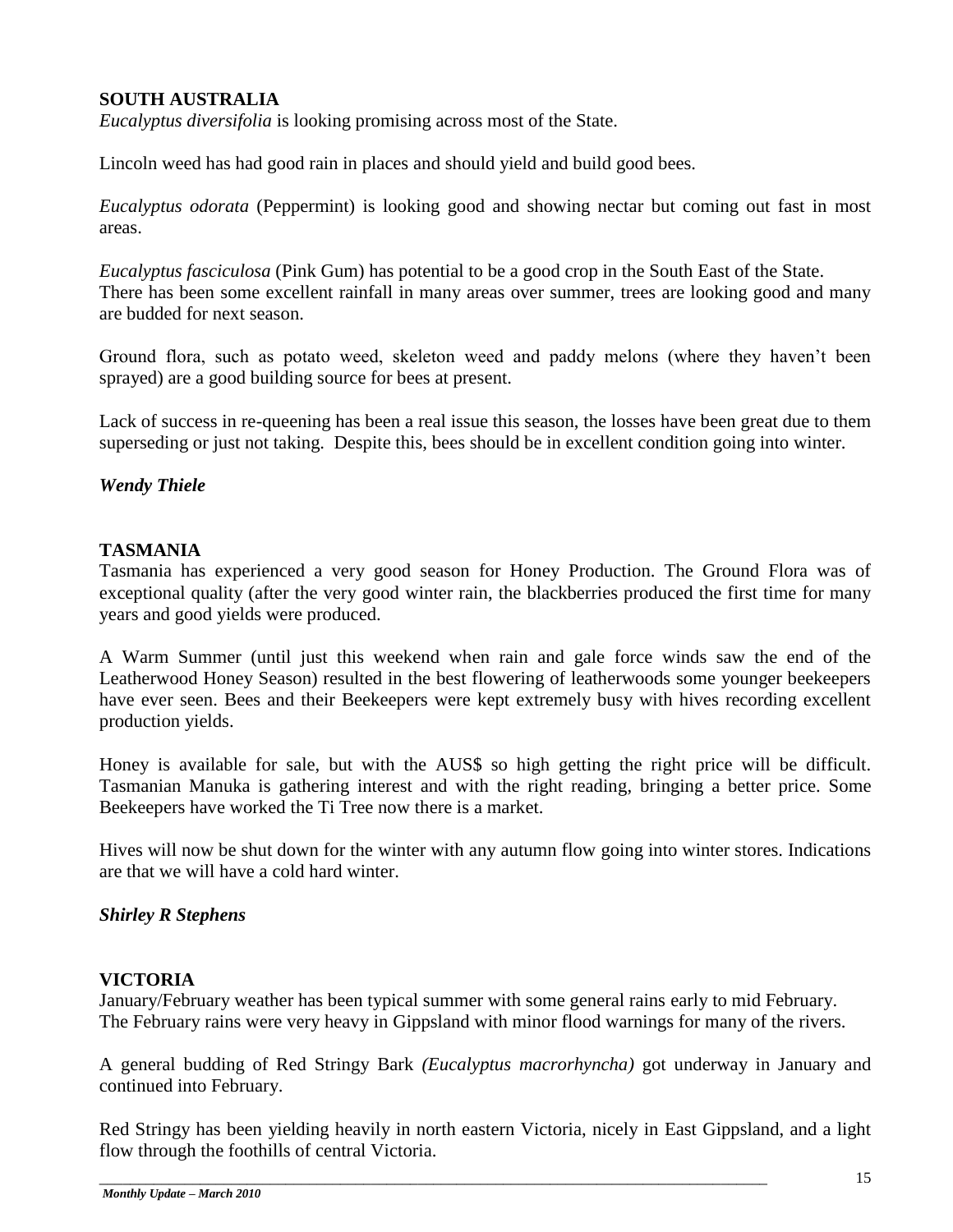## SOUTH AUSTRALIA

*Eucalyptus diversifolia* is looking promising across most of the State.

Lincoln weed has had good rain in places and should yield and build good bees.

*Eucalyptus odorata* (Peppermint) is looking good and showing nectar but coming out fast in most areas.

*Eucalyptus fasciculosa* (Pink Gum) has potential to be a good crop in the South East of the State. There has been some excellent rainfall in many areas over summer, trees are looking good and many are budded for next season.

Ground flora, such as potato weed, skeleton weed and paddy melons (where they haven't been sprayed) are a good building source for bees at present.

Lack of success in re-queening has been a real issue this season, the losses have been great due to them superseding or just not taking. Despite this, bees should be in excellent condition going into winter.

***Wendy Thiele***

## TASMANIA

Tasmania has experienced a very good season for Honey Production. The Ground Flora was of exceptional quality (after the very good winter rain, the blackberries produced the first time for many years and good yields were produced.

A Warm Summer (until just this weekend when rain and gale force winds saw the end of the Leatherwood Honey Season) resulted in the best flowering of leatherwoods some younger beekeepers have ever seen. Bees and their Beekeepers were kept extremely busy with hives recording excellent production yields.

Honey is available for sale, but with the AUS$ so high getting the right price will be difficult. Tasmanian Manuka is gathering interest and with the right reading, bringing a better price. Some Beekeepers have worked the Ti Tree now there is a market.

Hives will now be shut down for the winter with any autumn flow going into winter stores. Indications are that we will have a cold hard winter.

***Shirley R Stephens***

## VICTORIA

January/February weather has been typical summer with some general rains early to mid February. The February rains were very heavy in Gippsland with minor flood warnings for many of the rivers.

A general budding of Red Stringy Bark *(Eucalyptus macrorhyncha)* got underway in January and continued into February.

Red Stringy has been yielding heavily in north eastern Victoria, nicely in East Gippsland, and a light flow through the foothills of central Victoria.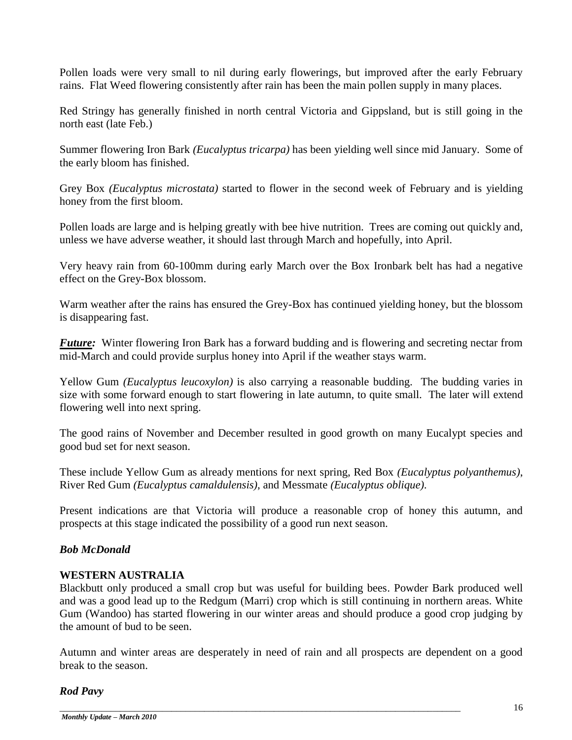Pollen loads were very small to nil during early flowerings, but improved after the early February rains. Flat Weed flowering consistently after rain has been the main pollen supply in many places.

Red Stringy has generally finished in north central Victoria and Gippsland, but is still going in the north east (late Feb.)

Summer flowering Iron Bark *(Eucalyptus tricarpa)* has been yielding well since mid January. Some of the early bloom has finished.

Grey Box *(Eucalyptus microstata)* started to flower in the second week of February and is yielding honey from the first bloom.

Pollen loads are large and is helping greatly with bee hive nutrition. Trees are coming out quickly and, unless we have adverse weather, it should last through March and hopefully, into April.

Very heavy rain from 60-100mm during early March over the Box Ironbark belt has had a negative effect on the Grey-Box blossom.

Warm weather after the rains has ensured the Grey-Box has continued yielding honey, but the blossom is disappearing fast.

***Future:*** Winter flowering Iron Bark has a forward budding and is flowering and secreting nectar from mid-March and could provide surplus honey into April if the weather stays warm.

Yellow Gum *(Eucalyptus leucoxylon)* is also carrying a reasonable budding. The budding varies in size with some forward enough to start flowering in late autumn, to quite small. The later will extend flowering well into next spring.

The good rains of November and December resulted in good growth on many Eucalypt species and good bud set for next season.

These include Yellow Gum as already mentions for next spring, Red Box *(Eucalyptus polyanthemus)*, River Red Gum *(Eucalyptus camaldulensis)*, and Messmate *(Eucalyptus oblique)*.

Present indications are that Victoria will produce a reasonable crop of honey this autumn, and prospects at this stage indicated the possibility of a good run next season.

***Bob McDonald***

**WESTERN AUSTRALIA**

Blackbutt only produced a small crop but was useful for building bees. Powder Bark produced well and was a good lead up to the Redgum (Marri) crop which is still continuing in northern areas. White Gum (Wandoo) has started flowering in our winter areas and should produce a good crop judging by the amount of bud to be seen.

Autumn and winter areas are desperately in need of rain and all prospects are dependent on a good break to the season.

***Rod Pavy***